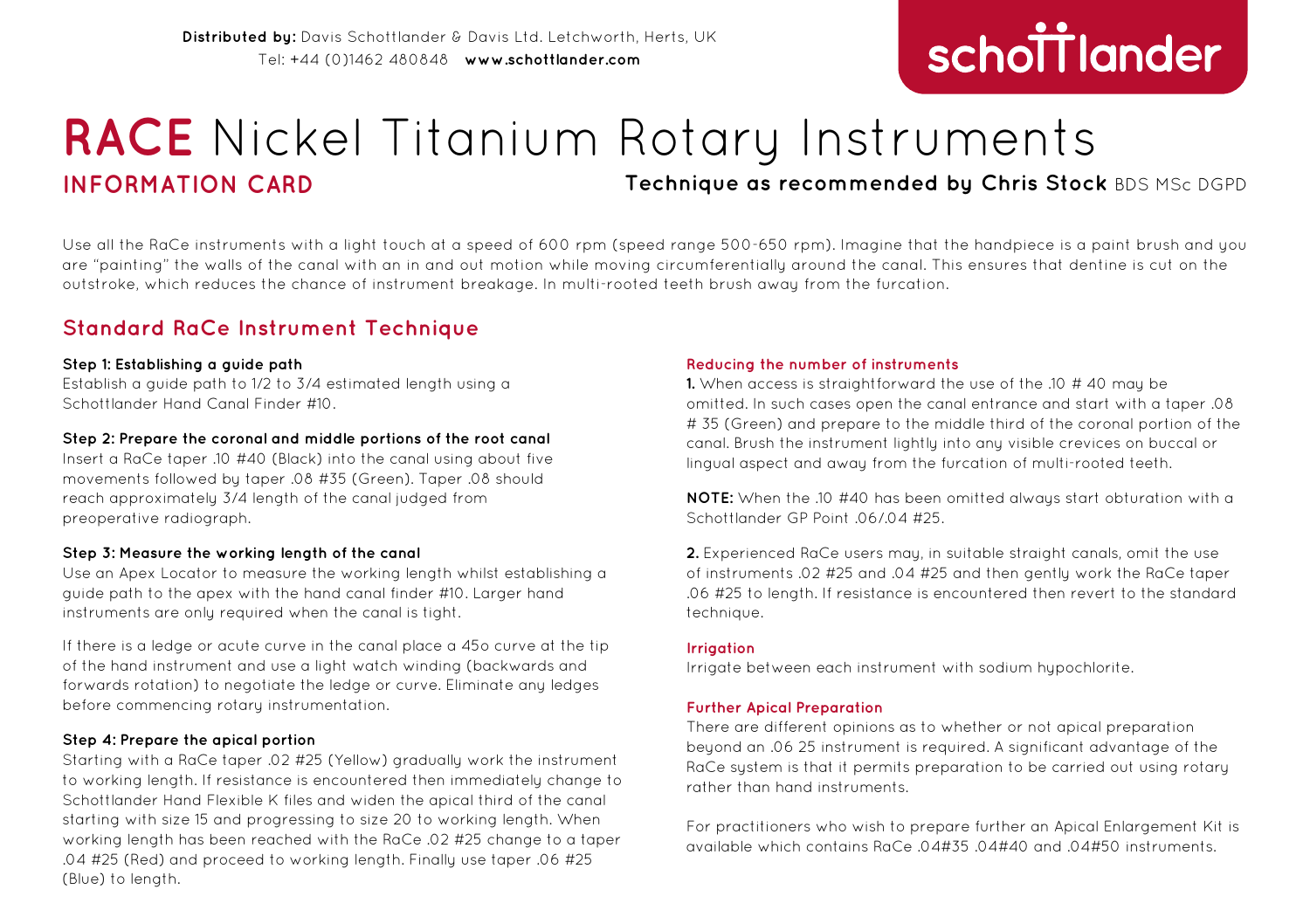**Distributed by:** Davis Schottlander & Davis Ltd. Letchworth, Herts, UK
Tel: +44 (0)1462 480848 **www.schottlander.com**

schottlander

# **RACE** Nickel Titanium Rotary Instruments

**INFORMATION CARD**

**Technique as recommended by Chris Stock** BDS MSc DGPD

Use all the RaCe instruments with a light touch at a speed of 600 rpm (speed range 500-650 rpm). Imagine that the handpiece is a paint brush and you are "painting" the walls of the canal with an in and out motion while moving circumferentially around the canal. This ensures that dentine is cut on the outstroke, which reduces the chance of instrument breakage. In multi-rooted teeth brush away from the furcation.

## Standard RaCe Instrument Technique

**Step 1: Establishing a guide path**
Establish a guide path to 1/2 to 3/4 estimated length using a Schottlander Hand Canal Finder #10.

**Step 2: Prepare the coronal and middle portions of the root canal**
Insert a RaCe taper .10 #40 (Black) into the canal using about five movements followed by taper .08 #35 (Green). Taper .08 should reach approximately 3/4 length of the canal judged from preoperative radiograph.

**Step 3: Measure the working length of the canal**
Use an Apex Locator to measure the working length whilst establishing a guide path to the apex with the hand canal finder #10. Larger hand instruments are only required when the canal is tight.

If there is a ledge or acute curve in the canal place a 45o curve at the tip of the hand instrument and use a light watch winding (backwards and forwards rotation) to negotiate the ledge or curve. Eliminate any ledges before commencing rotary instrumentation.

**Step 4: Prepare the apical portion**
Starting with a RaCe taper .02 #25 (Yellow) gradually work the instrument to working length. If resistance is encountered then immediately change to Schottlander Hand Flexible K files and widen the apical third of the canal starting with size 15 and progressing to size 20 to working length. When working length has been reached with the RaCe .02 #25 change to a taper .04 #25 (Red) and proceed to working length. Finally use taper .06 #25 (Blue) to length.

### Reducing the number of instruments

**1.** When access is straightforward the use of the .10 # 40 may be omitted. In such cases open the canal entrance and start with a taper .08 # 35 (Green) and prepare to the middle third of the coronal portion of the canal. Brush the instrument lightly into any visible crevices on buccal or lingual aspect and away from the furcation of multi-rooted teeth.

**NOTE:** When the .10 #40 has been omitted always start obturation with a Schottlander GP Point .06/.04 #25.

**2.** Experienced RaCe users may, in suitable straight canals, omit the use of instruments .02 #25 and .04 #25 and then gently work the RaCe taper .06 #25 to length. If resistance is encountered then revert to the standard technique.

### Irrigation

Irrigate between each instrument with sodium hypochlorite.

### Further Apical Preparation

There are different opinions as to whether or not apical preparation beyond an .06 25 instrument is required. A significant advantage of the RaCe system is that it permits preparation to be carried out using rotary rather than hand instruments.

For practitioners who wish to prepare further an Apical Enlargement Kit is available which contains RaCe .04#35 .04#40 and .04#50 instruments.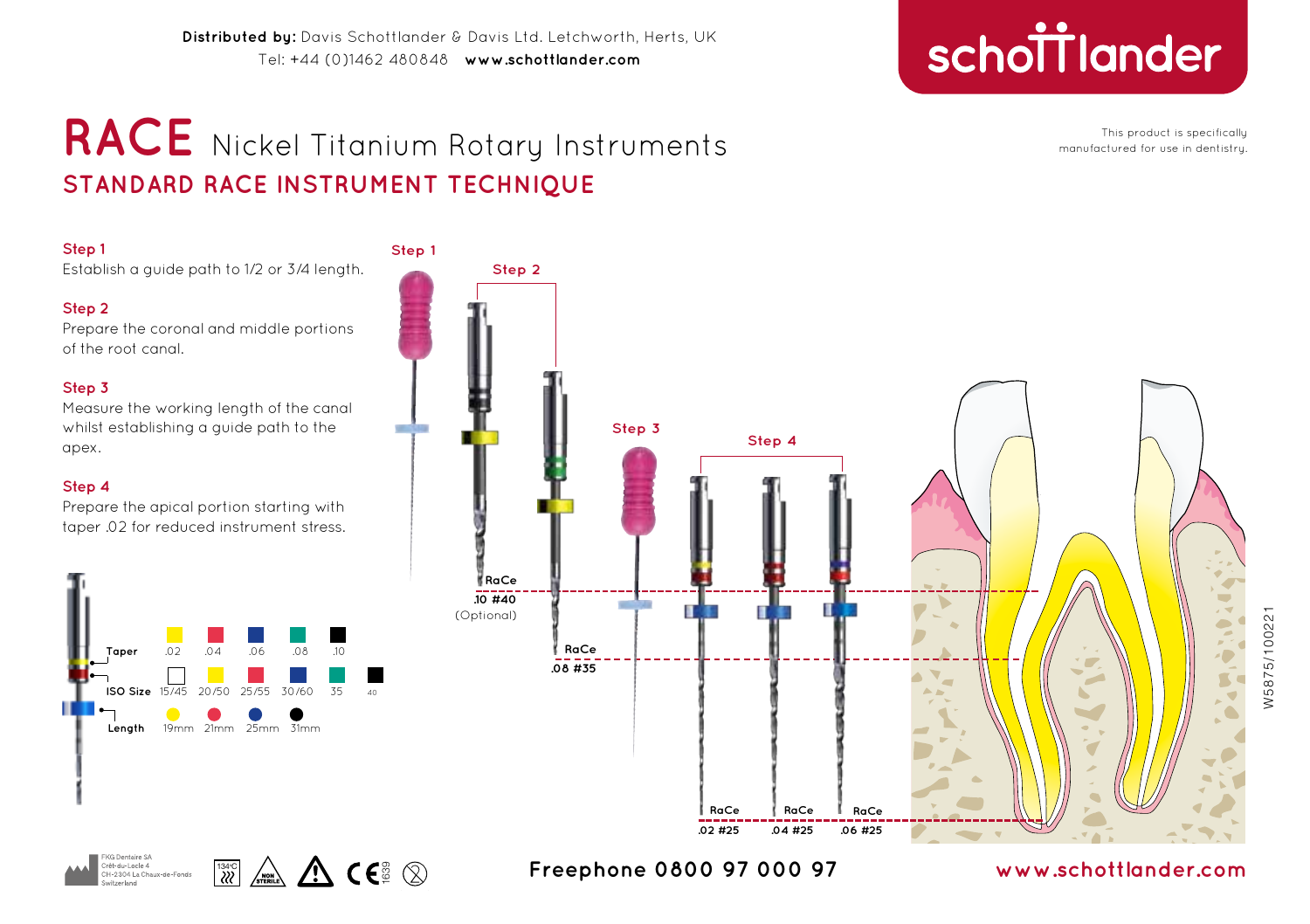**Distributed by:** Davis Schottlander & Davis Ltd. Letchworth, Herts, UK
Tel: +44 (0)1462 480848 **www.schottlander.com**

schottlander

This product is specifically manufactured for use in dentistry.

# RACE Nickel Titanium Rotary Instruments

## STANDARD RACE INSTRUMENT TECHNIQUE

**Step 1**
Establish a guide path to 1/2 or 3/4 length.

**Step 2**
Prepare the coronal and middle portions of the root canal.

**Step 3**
Measure the working length of the canal whilst establishing a guide path to the apex.

**Step 4**
Prepare the apical portion starting with taper .02 for reduced instrument stress.

Step 1

Step 2

RaCe
.10 #40
(Optional)

RaCe
.08 #35

Step 3

Step 4

RaCe
.02 #25

RaCe
.04 #25

RaCe
.06 #25

| | | | | | | |
|---|---|---|---|---|---|---|
| Taper | .02 | .04 | .06 | .08 | .10 | |
| ISO Size | 15/45 | 20/50 | 25/55 | 30/60 | 35 | 40 |
| Length | 19mm | 21mm | 25mm | 31mm | | |

FKG Dentaire SA
Crêt-du-Locle 4
CH-2304 La Chaux-de-Fonds
Switzerland

134°C NON STERILE CE 1639

W5875/100221

**Freephone 0800 97 000 97**

**www.schottlander.com**